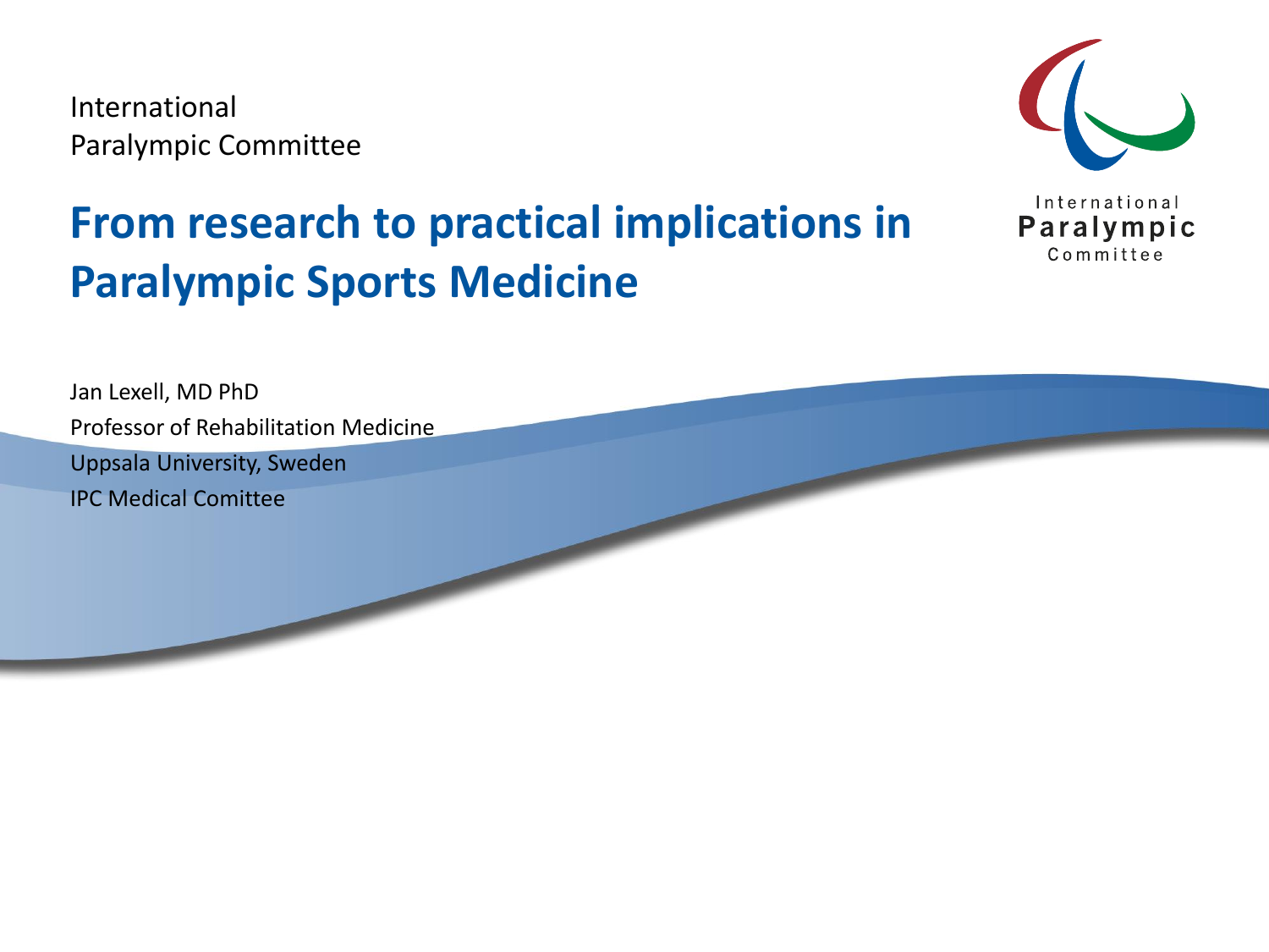International
Paralympic Committee

# From research to practical implications in Paralympic Sports Medicine

Jan Lexell, MD PhD
Professor of Rehabilitation Medicine
Uppsala University, Sweden
IPC Medical Comittee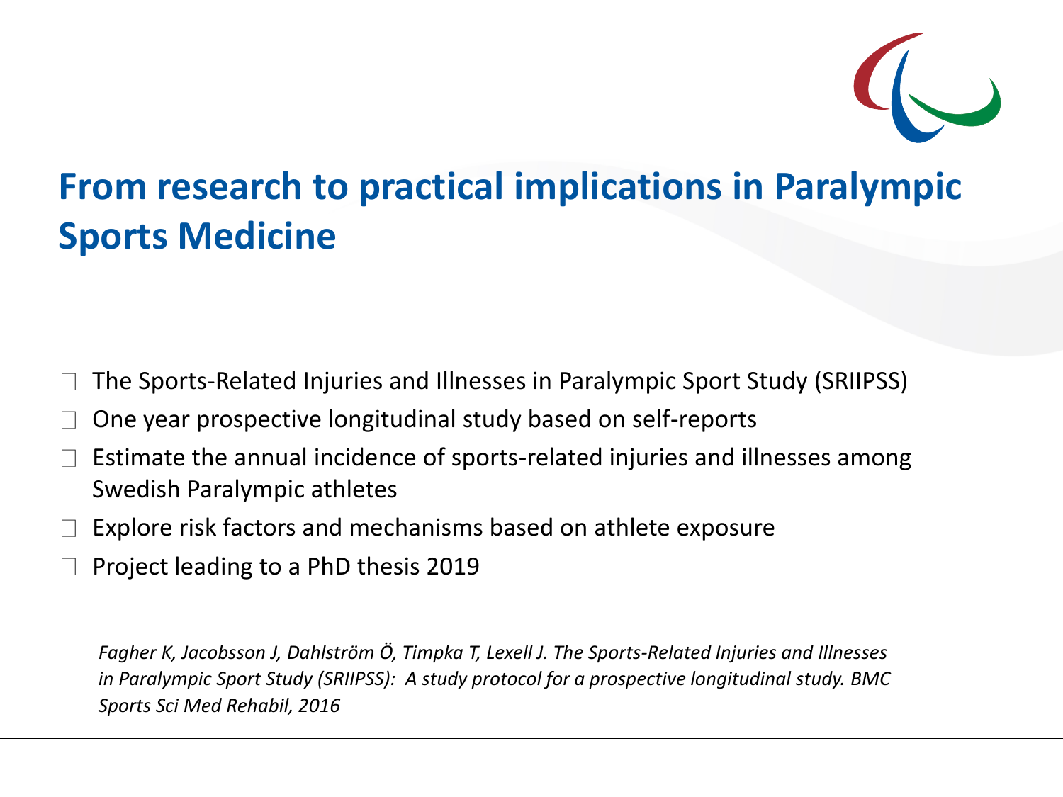# From research to practical implications in Paralympic Sports Medicine

- The Sports-Related Injuries and Illnesses in Paralympic Sport Study (SRIIPSS)
- One year prospective longitudinal study based on self-reports
- Estimate the annual incidence of sports-related injuries and illnesses among Swedish Paralympic athletes
- Explore risk factors and mechanisms based on athlete exposure
- Project leading to a PhD thesis 2019

*Fagher K, Jacobsson J, Dahlström Ö, Timpka T, Lexell J. The Sports-Related Injuries and Illnesses in Paralympic Sport Study (SRIIPSS): A study protocol for a prospective longitudinal study. BMC Sports Sci Med Rehabil, 2016*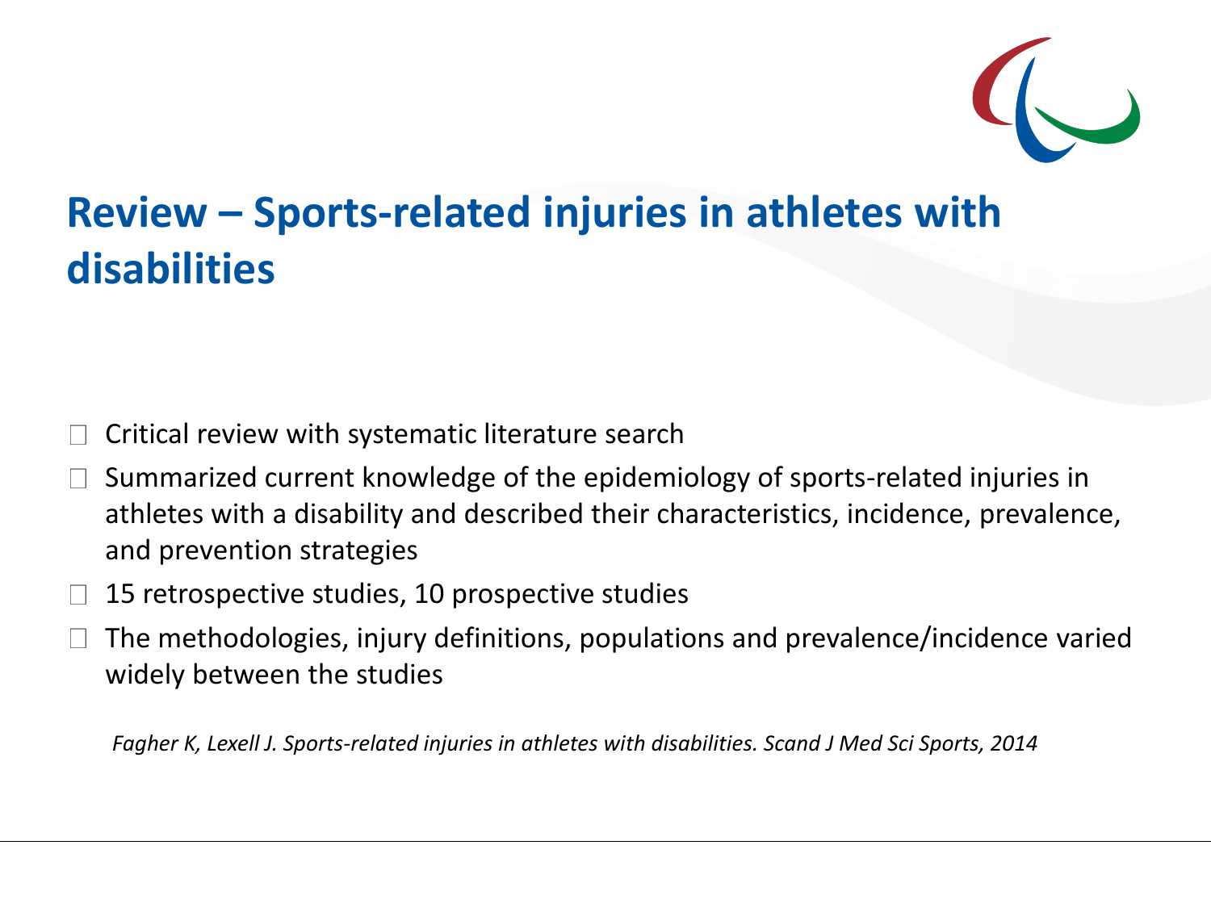# Review – Sports-related injuries in athletes with disabilities

- Critical review with systematic literature search
- Summarized current knowledge of the epidemiology of sports-related injuries in athletes with a disability and described their characteristics, incidence, prevalence, and prevention strategies
- 15 retrospective studies, 10 prospective studies
- The methodologies, injury definitions, populations and prevalence/incidence varied widely between the studies

*Fagher K, Lexell J. Sports-related injuries in athletes with disabilities. Scand J Med Sci Sports, 2014*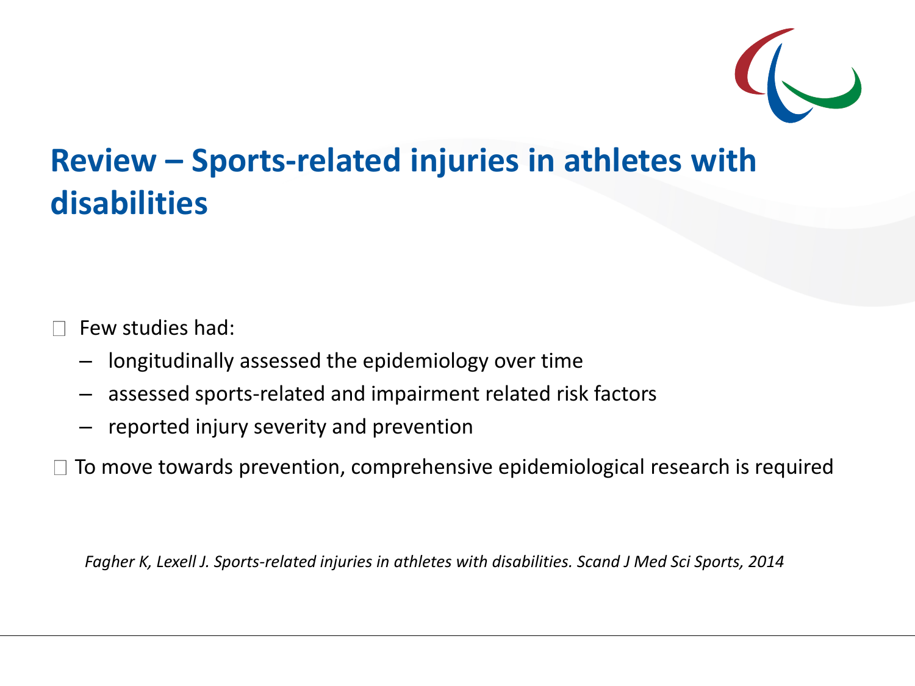# Review – Sports-related injuries in athletes with disabilities

- Few studies had:
  - longitudinally assessed the epidemiology over time
  - assessed sports-related and impairment related risk factors
  - reported injury severity and prevention
- To move towards prevention, comprehensive epidemiological research is required

*Fagher K, Lexell J. Sports-related injuries in athletes with disabilities. Scand J Med Sci Sports, 2014*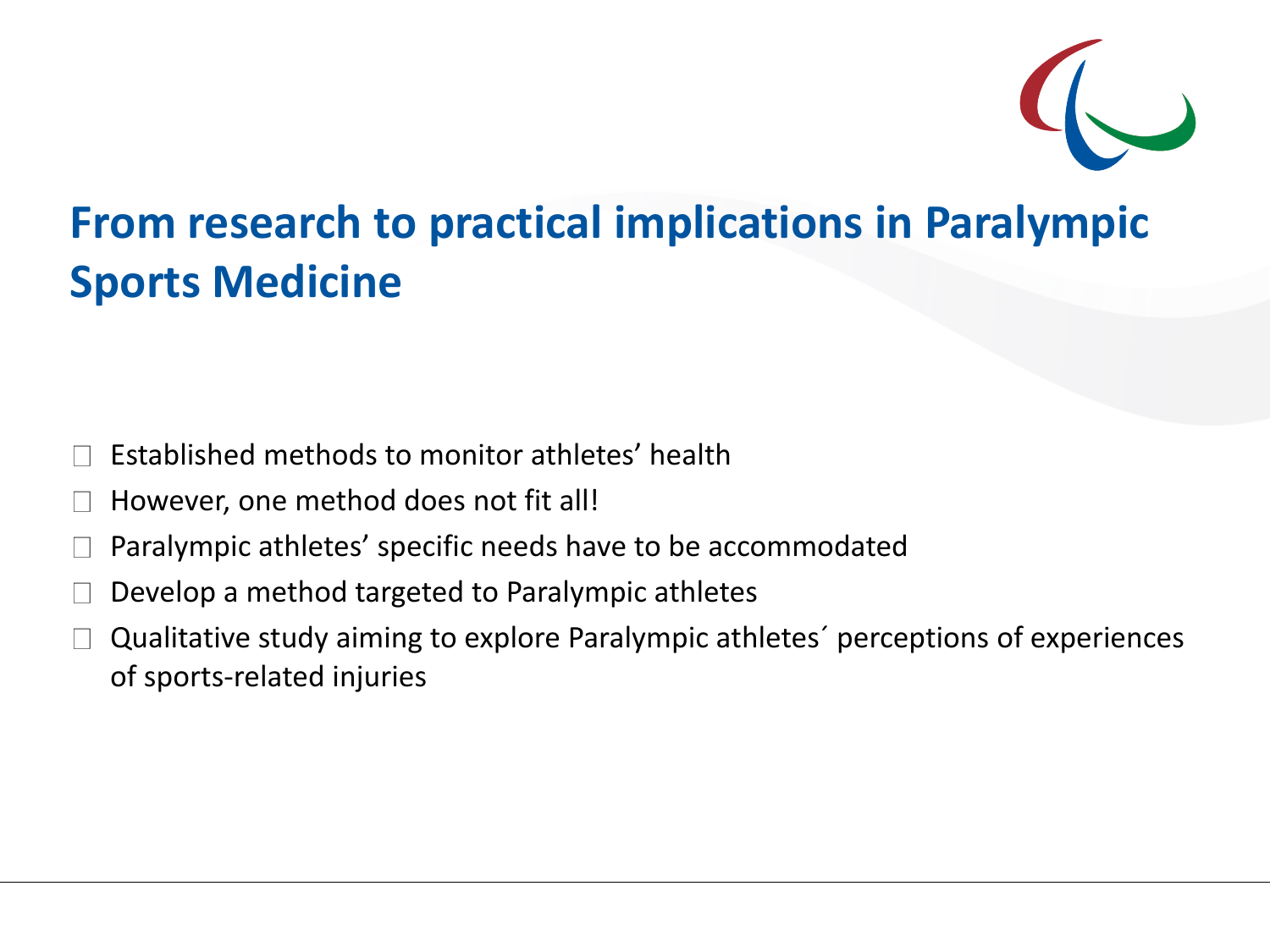# From research to practical implications in Paralympic Sports Medicine

- Established methods to monitor athletes' health
- However, one method does not fit all!
- Paralympic athletes' specific needs have to be accommodated
- Develop a method targeted to Paralympic athletes
- Qualitative study aiming to explore Paralympic athletes´ perceptions of experiences of sports-related injuries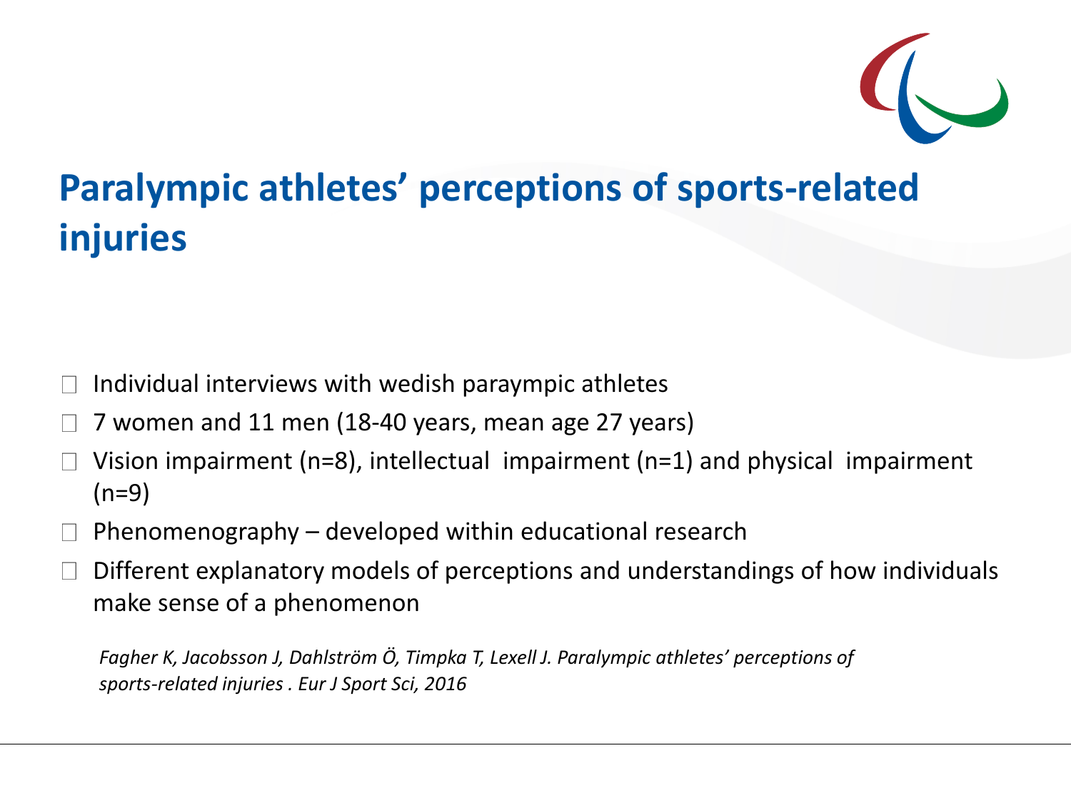# Paralympic athletes' perceptions of sports-related injuries

- Individual interviews with wedish paraympic athletes
- 7 women and 11 men (18-40 years, mean age 27 years)
- Vision impairment (n=8), intellectual impairment (n=1) and physical impairment (n=9)
- Phenomenography – developed within educational research
- Different explanatory models of perceptions and understandings of how individuals make sense of a phenomenon

*Fagher K, Jacobsson J, Dahlström Ö, Timpka T, Lexell J. Paralympic athletes' perceptions of sports-related injuries . Eur J Sport Sci, 2016*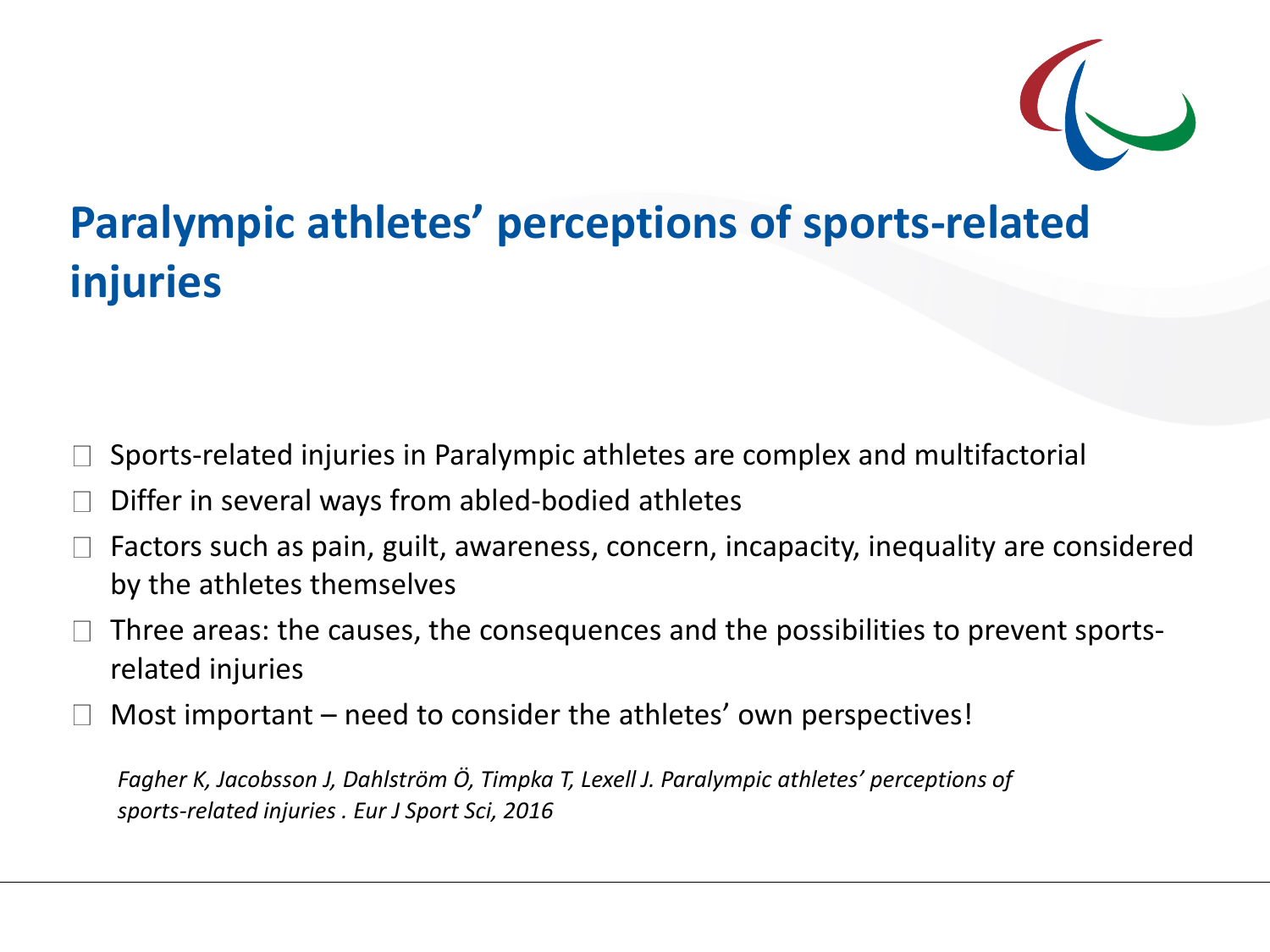# Paralympic athletes' perceptions of sports-related injuries

- Sports-related injuries in Paralympic athletes are complex and multifactorial
- Differ in several ways from abled-bodied athletes
- Factors such as pain, guilt, awareness, concern, incapacity, inequality are considered by the athletes themselves
- Three areas: the causes, the consequences and the possibilities to prevent sports-related injuries
- Most important – need to consider the athletes' own perspectives!

*Fagher K, Jacobsson J, Dahlström Ö, Timpka T, Lexell J. Paralympic athletes' perceptions of sports-related injuries . Eur J Sport Sci, 2016*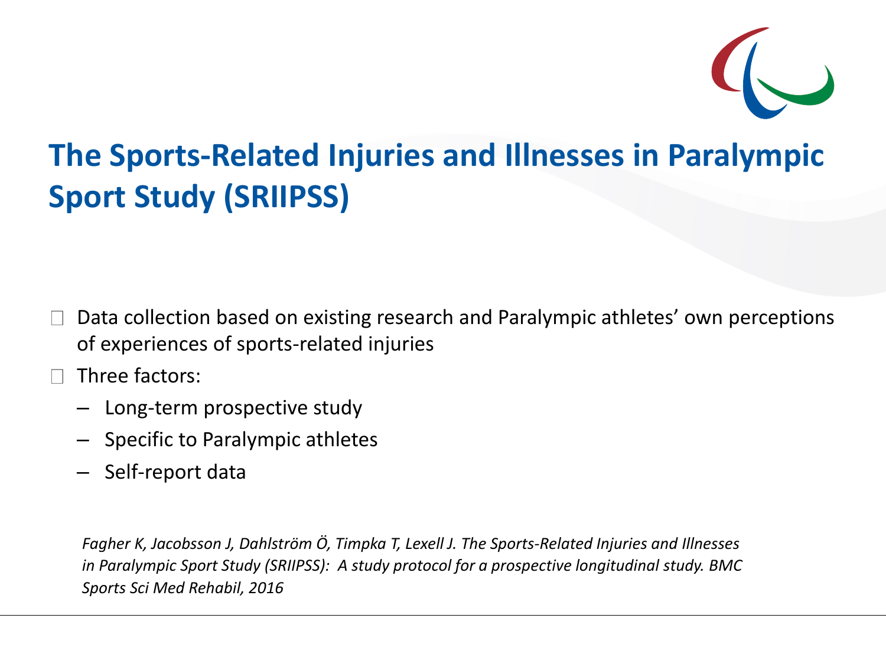# The Sports-Related Injuries and Illnesses in Paralympic Sport Study (SRIIPSS)

- Data collection based on existing research and Paralympic athletes' own perceptions of experiences of sports-related injuries
- Three factors:
  - Long-term prospective study
  - Specific to Paralympic athletes
  - Self-report data

*Fagher K, Jacobsson J, Dahlström Ö, Timpka T, Lexell J. The Sports-Related Injuries and Illnesses in Paralympic Sport Study (SRIIPSS): A study protocol for a prospective longitudinal study. BMC Sports Sci Med Rehabil, 2016*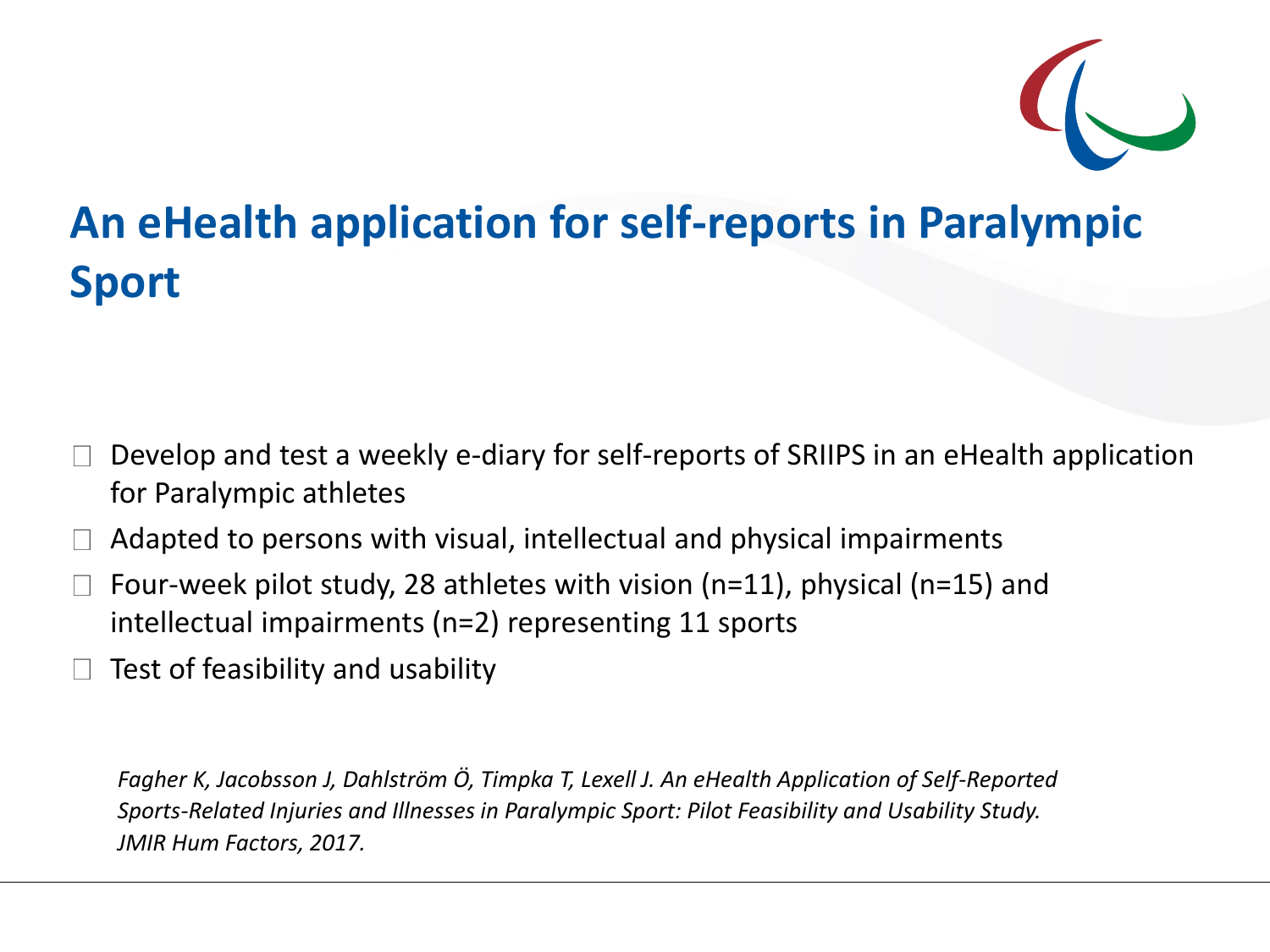# An eHealth application for self-reports in Paralympic Sport

- Develop and test a weekly e-diary for self-reports of SRIIPS in an eHealth application for Paralympic athletes
- Adapted to persons with visual, intellectual and physical impairments
- Four-week pilot study, 28 athletes with vision (n=11), physical (n=15) and intellectual impairments (n=2) representing 11 sports
- Test of feasibility and usability

*Fagher K, Jacobsson J, Dahlström Ö, Timpka T, Lexell J. An eHealth Application of Self-Reported Sports-Related Injuries and Illnesses in Paralympic Sport: Pilot Feasibility and Usability Study. JMIR Hum Factors, 2017.*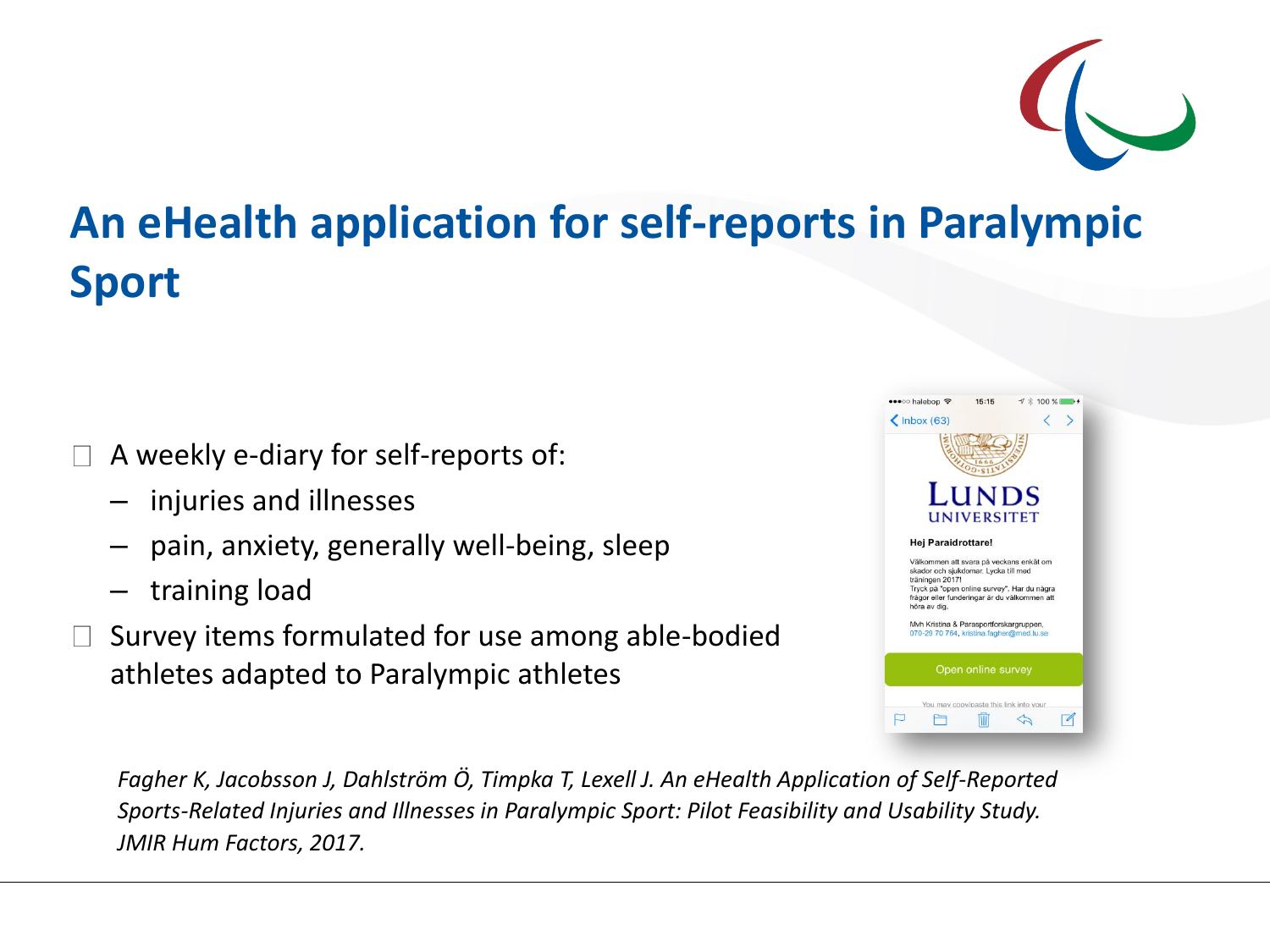# An eHealth application for self-reports in Paralympic Sport

- A weekly e-diary for self-reports of:
  - injuries and illnesses
  - pain, anxiety, generally well-being, sleep
  - training load
- Survey items formulated for use among able-bodied athletes adapted to Paralympic athletes

*Fagher K, Jacobsson J, Dahlström Ö, Timpka T, Lexell J. An eHealth Application of Self-Reported Sports-Related Injuries and Illnesses in Paralympic Sport: Pilot Feasibility and Usability Study. JMIR Hum Factors, 2017.*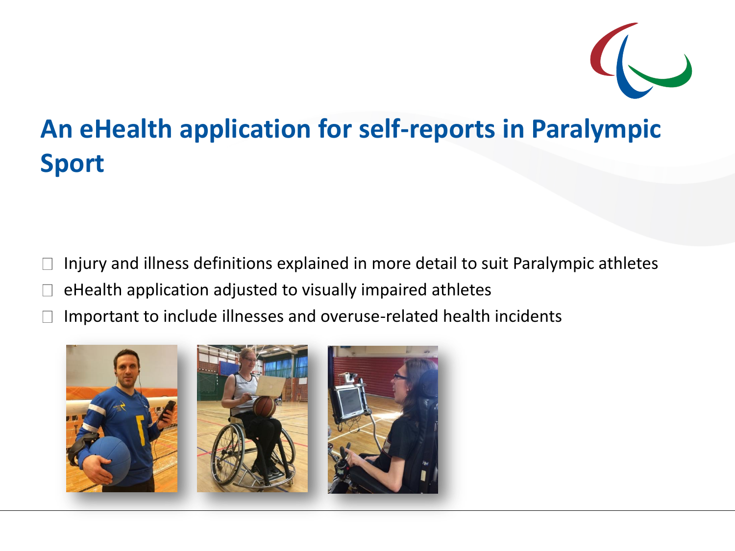# An eHealth application for self-reports in Paralympic Sport

- Injury and illness definitions explained in more detail to suit Paralympic athletes
- eHealth application adjusted to visually impaired athletes
- Important to include illnesses and overuse-related health incidents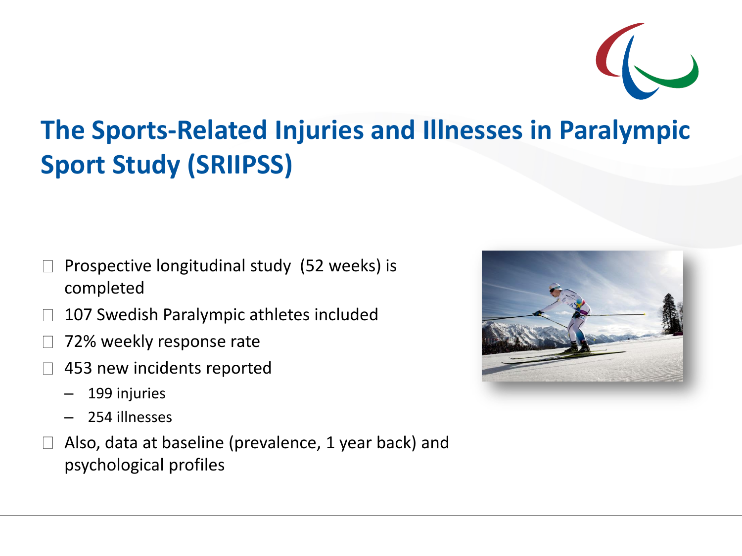# The Sports-Related Injuries and Illnesses in Paralympic Sport Study (SRIIPSS)

- Prospective longitudinal study (52 weeks) is completed
- 107 Swedish Paralympic athletes included
- 72% weekly response rate
- 453 new incidents reported
  - 199 injuries
  - 254 illnesses
- Also, data at baseline (prevalence, 1 year back) and psychological profiles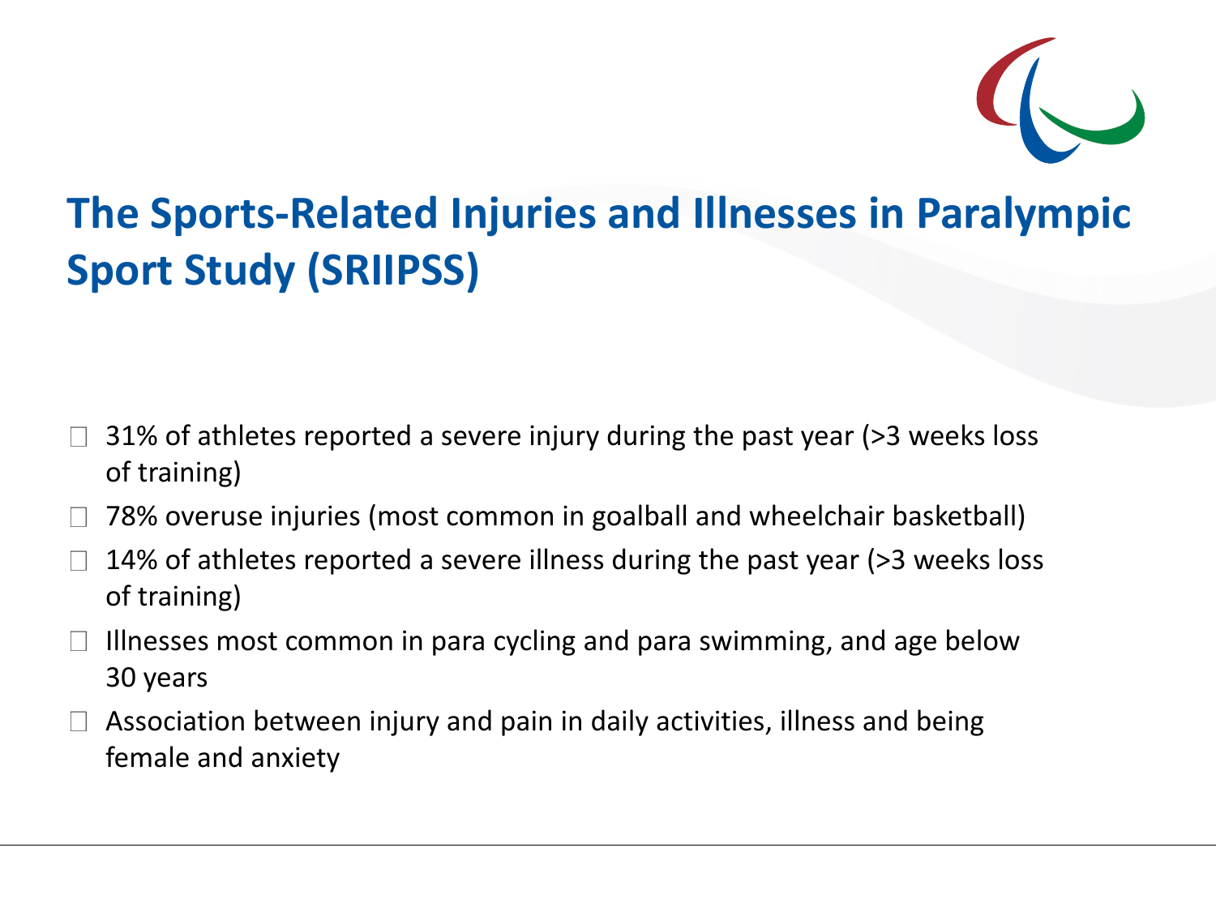# The Sports-Related Injuries and Illnesses in Paralympic Sport Study (SRIIPSS)

- 31% of athletes reported a severe injury during the past year (>3 weeks loss of training)
- 78% overuse injuries (most common in goalball and wheelchair basketball)
- 14% of athletes reported a severe illness during the past year (>3 weeks loss of training)
- Illnesses most common in para cycling and para swimming, and age below 30 years
- Association between injury and pain in daily activities, illness and being female and anxiety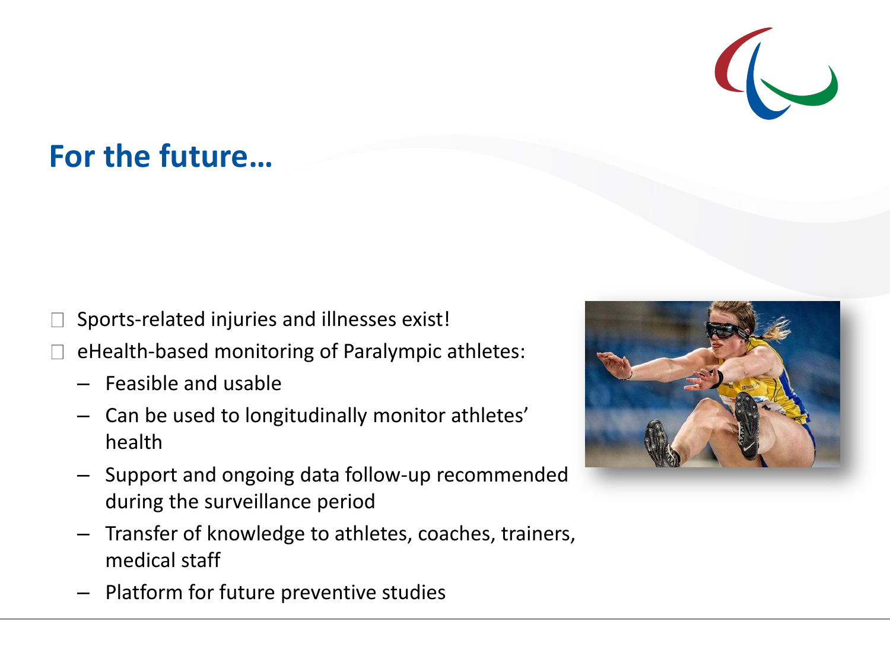## For the future…

- Sports-related injuries and illnesses exist!
- eHealth-based monitoring of Paralympic athletes:
  - Feasible and usable
  - Can be used to longitudinally monitor athletes' health
  - Support and ongoing data follow-up recommended during the surveillance period
  - Transfer of knowledge to athletes, coaches, trainers, medical staff
  - Platform for future preventive studies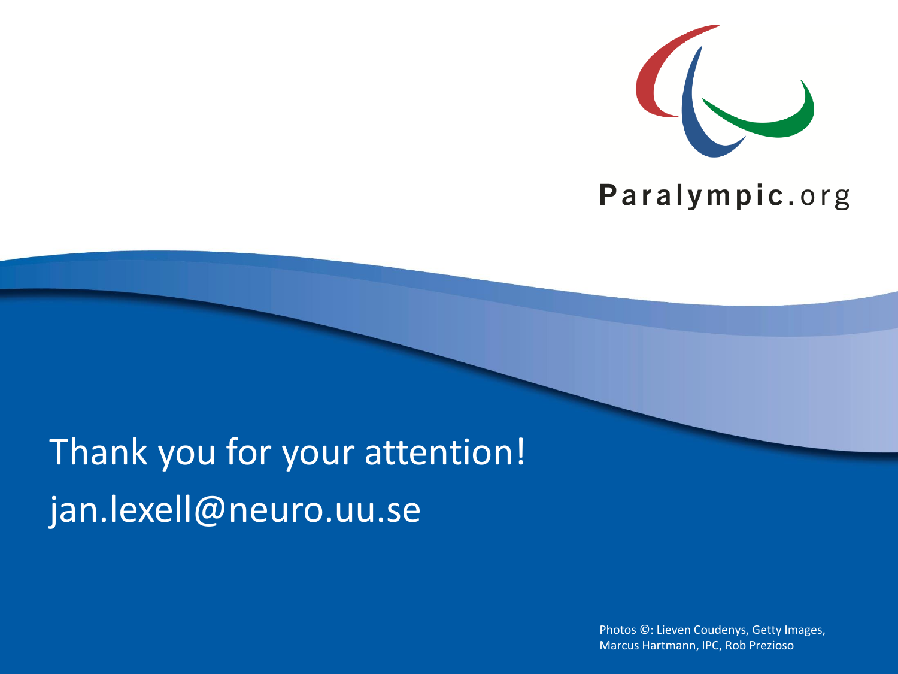Paralympic.org

Thank you for your attention!

jan.lexell@neuro.uu.se

Photos ©: Lieven Coudenys, Getty Images, Marcus Hartmann, IPC, Rob Prezioso